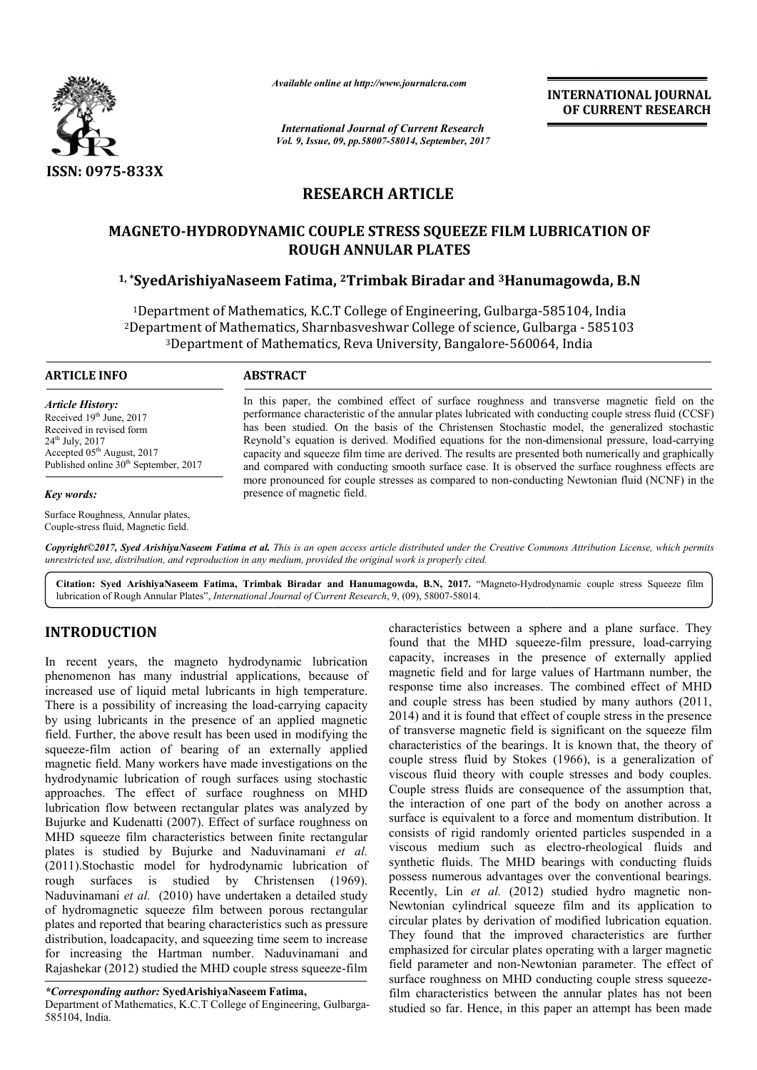# RESEARCH ARTICLE

## MAGNETO-HYDRODYNAMIC COUPLE STRESS SQUEEZE FILM LUBRICATION OF ROUGH ANNULAR PLATES

**[1,*]SyedArishiyaNaseem Fatima, [2]Trimbak Biradar and [3]Hanumagowda, B.N**

[1]Department of Mathematics, K.C.T College of Engineering, Gulbarga-585104, India
[2]Department of Mathematics, Sharnbasveshwar College of science, Gulbarga - 585103
[3]Department of Mathematics, Reva University, Bangalore-560064, India

### ARTICLE INFO

*Article History:*
Received 19th June, 2017
Received in revised form 24th July, 2017
Accepted 05th August, 2017
Published online 30th September, 2017

*Key words:*
Surface Roughness, Annular plates, Couple-stress fluid, Magnetic field.

### ABSTRACT

In this paper, the combined effect of surface roughness and transverse magnetic field on the performance characteristic of the annular plates lubricated with conducting couple stress fluid (CCSF) has been studied. On the basis of the Christensen Stochastic model, the generalized stochastic Reynold's equation is derived. Modified equations for the non-dimensional pressure, load-carrying capacity and squeeze film time are derived. The results are presented both numerically and graphically and compared with conducting smooth surface case. It is observed the surface roughness effects are more pronounced for couple stresses as compared to non-conducting Newtonian fluid (NCNF) in the presence of magnetic field.

*Copyright©2017, Syed ArishiyaNaseem Fatima et al. This is an open access article distributed under the Creative Commons Attribution License, which permits unrestricted use, distribution, and reproduction in any medium, provided the original work is properly cited.*

**Citation: Syed ArishiyaNaseem Fatima, Trimbak Biradar and Hanumagowda, B.N, 2017.** "Magneto-Hydrodynamic couple stress Squeeze film lubrication of Rough Annular Plates", *International Journal of Current Research*, 9, (09), 58007-58014.

## INTRODUCTION

In recent years, the magneto hydrodynamic lubrication phenomenon has many industrial applications, because of increased use of liquid metal lubricants in high temperature. There is a possibility of increasing the load-carrying capacity by using lubricants in the presence of an applied magnetic field. Further, the above result has been used in modifying the squeeze-film action of bearing of an externally applied magnetic field. Many workers have made investigations on the hydrodynamic lubrication of rough surfaces using stochastic approaches. The effect of surface roughness on MHD lubrication flow between rectangular plates was analyzed by Bujurke and Kudenatti (2007). Effect of surface roughness on MHD squeeze film characteristics between finite rectangular plates is studied by Bujurke and Naduvinamani *et al.* (2011).Stochastic model for hydrodynamic lubrication of rough surfaces is studied by Christensen (1969). Naduvinamani *et al.* (2010) have undertaken a detailed study of hydromagnetic squeeze film between porous rectangular plates and reported that bearing characteristics such as pressure distribution, loadcapacity, and squeezing time seem to increase for increasing the Hartman number. Naduvinamani and Rajashekar (2012) studied the MHD couple stress squeeze-film characteristics between a sphere and a plane surface. They found that the MHD squeeze-film pressure, load-carrying capacity, increases in the presence of externally applied magnetic field and for large values of Hartmann number, the response time also increases. The combined effect of MHD and couple stress has been studied by many authors (2011, 2014) and it is found that effect of couple stress in the presence of transverse magnetic field is significant on the squeeze film characteristics of the bearings. It is known that, the theory of couple stress fluid by Stokes (1966), is a generalization of viscous fluid theory with couple stresses and body couples. Couple stress fluids are consequence of the assumption that, the interaction of one part of the body on another across a surface is equivalent to a force and momentum distribution. It consists of rigid randomly oriented particles suspended in a viscous medium such as electro-rheological fluids and synthetic fluids. The MHD bearings with conducting fluids possess numerous advantages over the conventional bearings. Recently, Lin *et al.* (2012) studied hydro magnetic non-Newtonian cylindrical squeeze film and its application to circular plates by derivation of modified lubrication equation. They found that the improved characteristics are further emphasized for circular plates operating with a larger magnetic field parameter and non-Newtonian parameter. The effect of surface roughness on MHD conducting couple stress squeeze-film characteristics between the annular plates has not been studied so far. Hence, in this paper an attempt has been made

*\*Corresponding author:* **SyedArishiyaNaseem Fatima,**
Department of Mathematics, K.C.T College of Engineering, Gulbarga-585104, India.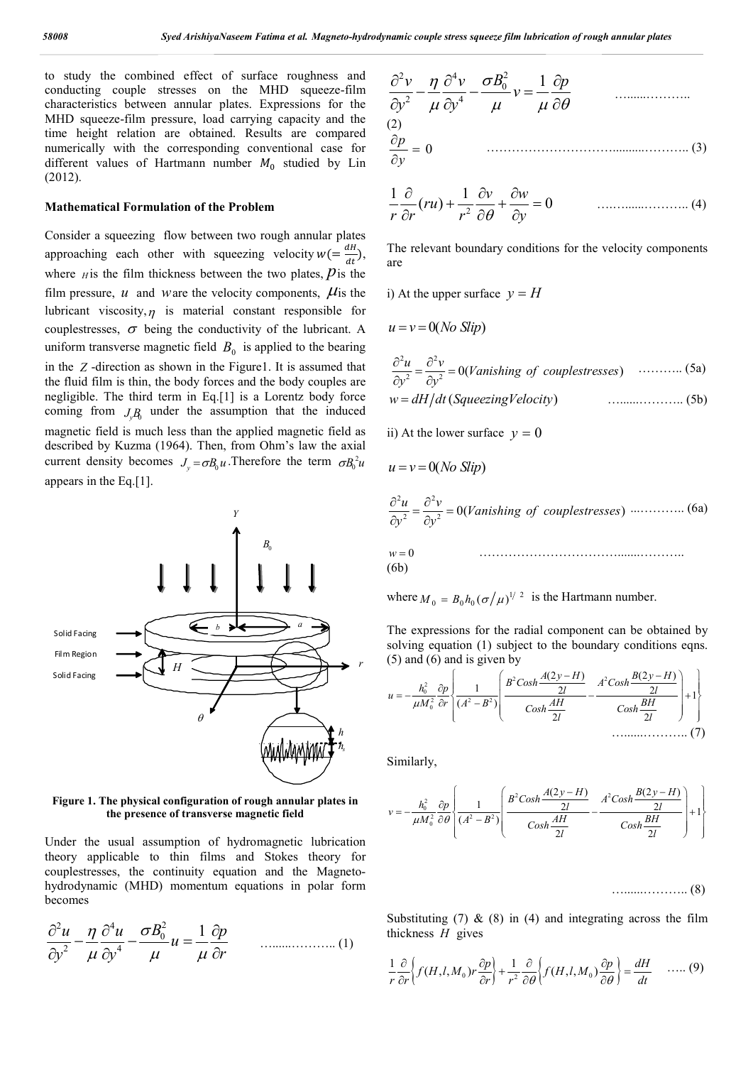to study the combined effect of surface roughness and conducting couple stresses on the MHD squeeze-film characteristics between annular plates. Expressions for the MHD squeeze-film pressure, load carrying capacity and the time height relation are obtained. Results are compared numerically with the corresponding conventional case for different values of Hartmann number $M_0$ studied by Lin (2012).

## Mathematical Formulation of the Problem

Consider a squeezing flow between two rough annular plates approaching each other with squeezing velocity $w(=\frac{dH}{dt})$, where $H$ is the film thickness between the two plates, $p$ is the film pressure, $u$ and $w$ are the velocity components, $\mu$ is the lubricant viscosity, $\eta$ is material constant responsible for couplestresses, $\sigma$ being the conductivity of the lubricant. A uniform transverse magnetic field $B_0$ is applied to the bearing in the $Z$-direction as shown in the Figure1. It is assumed that the fluid film is thin, the body forces and the body couples are negligible. The third term in Eq.[1] is a Lorentz body force coming from $J_y B_0$ under the assumption that the induced magnetic field is much less than the applied magnetic field as described by Kuzma (1964). Then, from Ohm's law the axial current density becomes $J_y = \sigma B_0 u$. Therefore the term $\sigma B_0^2 u$ appears in the Eq.[1].

**Figure 1. The physical configuration of rough annular plates in the presence of transverse magnetic field**

Under the usual assumption of hydromagnetic lubrication theory applicable to thin films and Stokes theory for couplestresses, the continuity equation and the Magneto-hydrodynamic (MHD) momentum equations in polar form becomes

$$\frac{\partial^2 u}{\partial y^2} - \frac{\eta}{\mu}\frac{\partial^4 u}{\partial y^4} - \frac{\sigma B_0^2}{\mu} u = \frac{1}{\mu}\frac{\partial p}{\partial r} \quad \text{......(1)}$$

$$\frac{\partial^2 v}{\partial y^2} - \frac{\eta}{\mu}\frac{\partial^4 v}{\partial y^4} - \frac{\sigma B_0^2}{\mu} v = \frac{1}{\mu}\frac{\partial p}{\partial \theta} \quad \text{......(2)}$$

$$\frac{\partial p}{\partial y} = 0 \quad \text{......(3)}$$

$$\frac{1}{r}\frac{\partial}{\partial r}(ru) + \frac{1}{r^2}\frac{\partial v}{\partial \theta} + \frac{\partial w}{\partial y} = 0 \quad \text{......(4)}$$

The relevant boundary conditions for the velocity components are

i) At the upper surface $y = H$

$u = v = 0 (No\ Slip)$

$$\frac{\partial^2 u}{\partial y^2} = \frac{\partial^2 v}{\partial y^2} = 0 (Vanishing\ of\ couplestresses) \quad \text{......(5a)}$$

$$w = dH/dt\ (Squeezing Velocity) \quad \text{......(5b)}$$

ii) At the lower surface $y = 0$

$u = v = 0 (No\ Slip)$

$$\frac{\partial^2 u}{\partial y^2} = \frac{\partial^2 v}{\partial y^2} = 0 (Vanishing\ of\ couplestresses) \quad \text{......(6a)}$$

$$w = 0 \quad \text{......(6b)}$$

where $M_0 = B_0 h_0 (\sigma/\mu)^{1/2}$ is the Hartmann number.

The expressions for the radial component can be obtained by solving equation (1) subject to the boundary conditions eqns. (5) and (6) and is given by

$$u = -\frac{h_0^2}{\mu M_0^2}\frac{\partial p}{\partial r}\left\{\frac{1}{(A^2 - B^2)}\left(\frac{B^2 Cosh\frac{A(2y-H)}{2l}}{Cosh\frac{AH}{2l}} - \frac{A^2 Cosh\frac{B(2y-H)}{2l}}{Cosh\frac{BH}{2l}}\right) + 1\right\} \quad \text{......(7)}$$

Similarly,

$$v = -\frac{h_0^2}{\mu M_0^2}\frac{\partial p}{\partial \theta}\left\{\frac{1}{(A^2 - B^2)}\left(\frac{B^2 Cosh\frac{A(2y-H)}{2l}}{Cosh\frac{AH}{2l}} - \frac{A^2 Cosh\frac{B(2y-H)}{2l}}{Cosh\frac{BH}{2l}}\right) + 1\right\} \quad \text{......(8)}$$

Substituting (7) & (8) in (4) and integrating across the film thickness $H$ gives

$$\frac{1}{r}\frac{\partial}{\partial r}\left\{f(H,l,M_0) r \frac{\partial p}{\partial r}\right\} + \frac{1}{r^2}\frac{\partial}{\partial \theta}\left\{f(H,l,M_0)\frac{\partial p}{\partial \theta}\right\} = \frac{dH}{dt} \quad \text{.....(9)}$$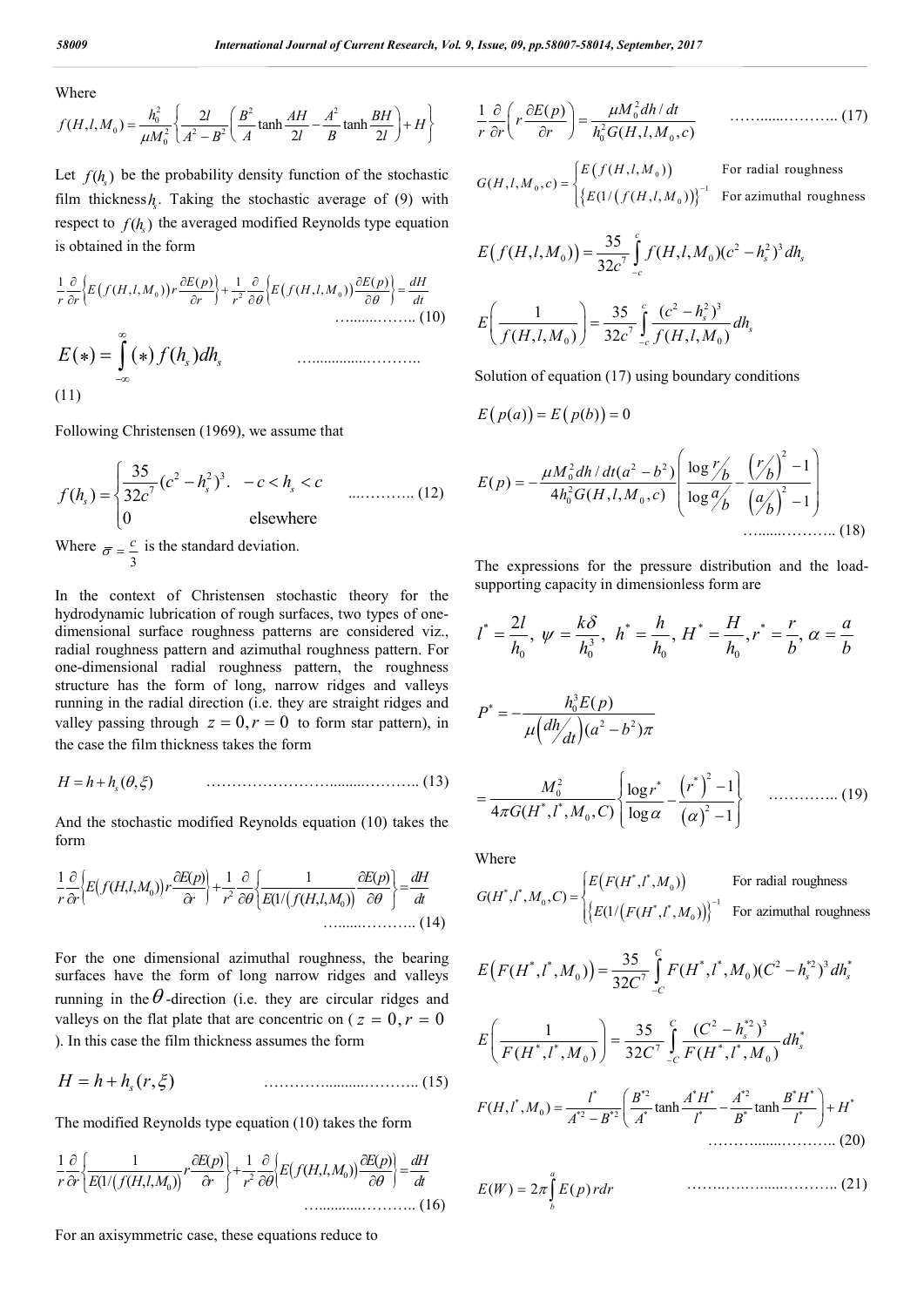Where

$$f(H,l,M_0) = \frac{h_0^2}{\mu M_0^2}\left\{\frac{2l}{A^2-B^2}\left(\frac{B^2}{A}\tanh\frac{AH}{2l} - \frac{A^2}{B}\tanh\frac{BH}{2l}\right) + H\right\}$$

Let $f(h_s)$ be the probability density function of the stochastic film thickness $h_s$. Taking the stochastic average of (9) with respect to $f(h_s)$ the averaged modified Reynolds type equation is obtained in the form

$$\frac{1}{r}\frac{\partial}{\partial r}\left\{E\left(f(H,l,M_0)\right)r\frac{\partial E(p)}{\partial r}\right\} + \frac{1}{r^2}\frac{\partial}{\partial\theta}\left\{E\left(f(H,l,M_0)\right)\frac{\partial E(p)}{\partial\theta}\right\} = \frac{dH}{dt} \quad \text{……..……. (10)}$$

$$E(*) = \int_{-\infty}^{\infty}(*)f(h_s)dh_s \quad \text{…..............………. (11)}$$

Following Christensen (1969), we assume that

$$f(h_s) = \begin{cases} \frac{35}{32c^7}(c^2-h_s^2)^3. & -c < h_s < c \\ 0 & \text{elsewhere} \end{cases} \quad \text{...……….. (12)}$$

Where $\sigma = \frac{c}{3}$ is the standard deviation.

In the context of Christensen stochastic theory for the hydrodynamic lubrication of rough surfaces, two types of one-dimensional surface roughness patterns are considered viz., radial roughness pattern and azimuthal roughness pattern. For one-dimensional radial roughness pattern, the roughness structure has the form of long, narrow ridges and valleys running in the radial direction (i.e. they are straight ridges and valley passing through $z = 0, r = 0$ to form star pattern), in the case the film thickness takes the form

$$H = h + h_s(\theta,\xi) \quad \text{……………………........……….. (13)}$$

And the stochastic modified Reynolds equation (10) takes the form

$$\frac{1}{r}\frac{\partial}{\partial r}\left\{E\left(f(H,l,M_0)\right)r\frac{\partial E(p)}{\partial r}\right\} + \frac{1}{r^2}\frac{\partial}{\partial\theta}\left\{\frac{1}{E(1/(f(H,l,M_0))}\frac{\partial E(p)}{\partial\theta}\right\} = \frac{dH}{dt} \quad \text{…......……….. (14)}$$

For the one dimensional azimuthal roughness, the bearing surfaces have the form of long narrow ridges and valleys running in the $\theta$-direction (i.e. they are circular ridges and valleys on the flat plate that are concentric on ($z = 0, r = 0$). In this case the film thickness assumes the form

$$H = h + h_s(r,\xi) \quad \text{……….........……….. (15)}$$

The modified Reynolds type equation (10) takes the form

$$\frac{1}{r}\frac{\partial}{\partial r}\left\{\frac{1}{E(1/(f(H,l,M_0))}r\frac{\partial E(p)}{\partial r}\right\} + \frac{1}{r^2}\frac{\partial}{\partial\theta}\left\{E\left(f(H,l,M_0)\right)\frac{\partial E(p)}{\partial\theta}\right\} = \frac{dH}{dt} \quad \text{…...........……….. (16)}$$

For an axisymmetric case, these equations reduce to

$$\frac{1}{r}\frac{\partial}{\partial r}\left(r\frac{\partial E(p)}{\partial r}\right) = \frac{\mu M_0^2 dh/dt}{h_0^2 G(H,l,M_0,c)} \quad \text{…….....……….. (17)}$$

$$G(H,l,M_0,c) = \begin{cases} E\left(f(H,l,M_0)\right) & \text{For radial roughness} \\ \left\{E(1/\left(f(H,l,M_0)\right)\right\}^{-1} & \text{For azimuthal roughness} \end{cases}$$

$$E\left(f(H,l,M_0)\right) = \frac{35}{32c^7}\int_{-c}^{c} f(H,l,M_0)(c^2-h_s^2)^3\,dh_s$$

$$E\left(\frac{1}{f(H,l,M_0)}\right) = \frac{35}{32c^7}\int_{-c}^{c}\frac{(c^2-h_s^2)^3}{f(H,l,M_0)}dh_s$$

Solution of equation (17) using boundary conditions

$$E\left(p(a)\right) = E\left(p(b)\right) = 0$$

$$E(p) = -\frac{\mu M_0^2 dh/dt(a^2-b^2)}{4h_0^2 G(H,l,M_0,c)}\left(\frac{\log r/b}{\log a/b} - \frac{\left(r/b\right)^2 - 1}{\left(a/b\right)^2 - 1}\right) \quad \text{…....……….. (18)}$$

The expressions for the pressure distribution and the load-supporting capacity in dimensionless form are

$$l^* = \frac{2l}{h_0},\ \psi = \frac{k\delta}{h_0^3},\ h^* = \frac{h}{h_0},\ H^* = \frac{H}{h_0}, r^* = \frac{r}{b}, \alpha = \frac{a}{b}$$

$$P^* = -\frac{h_0^3 E(p)}{\mu\left(dh/dt\right)(a^2-b^2)\pi}$$

$$= \frac{M_0^2}{4\pi G(H^*,l^*,M_0,C)}\left\{\frac{\log r^*}{\log\alpha} - \frac{\left(r^*\right)^2-1}{\left(\alpha\right)^2-1}\right\} \quad \text{………….. (19)}$$

Where

$$G(H^*,l^*,M_0,C) = \begin{cases} E\left(F(H^*,l^*,M_0)\right) & \text{For radial roughness} \\ \left\{E(1/\left(F(H^*,l^*,M_0)\right)\right\}^{-1} & \text{For azimuthal roughness} \end{cases}$$

$$E\left(F(H^*,l^*,M_0)\right) = \frac{35}{32C^7}\int_{-C}^{C} F(H^*,l^*,M_0)(C^2-h_s^{*2})^3\,dh_s^*$$

$$E\left(\frac{1}{F(H^*,l^*,M_0)}\right) = \frac{35}{32C^7}\int_{-C}^{C}\frac{(C^2-h_s^{*2})^3}{F(H^*,l^*,M_0)}dh_s^*$$

$$F(H,l^*,M_0) = \frac{l^*}{A^{*2}-B^{*2}}\left(\frac{B^{*2}}{A^*}\tanh\frac{A^*H^*}{l^*} - \frac{A^{*2}}{B^*}\tanh\frac{B^*H^*}{l^*}\right) + H^* \quad \text{……….......……….. (20)}$$

$$E(W) = 2\pi\int_b^a E(p)\,r\,dr \quad \text{…….………......……….. (21)}$$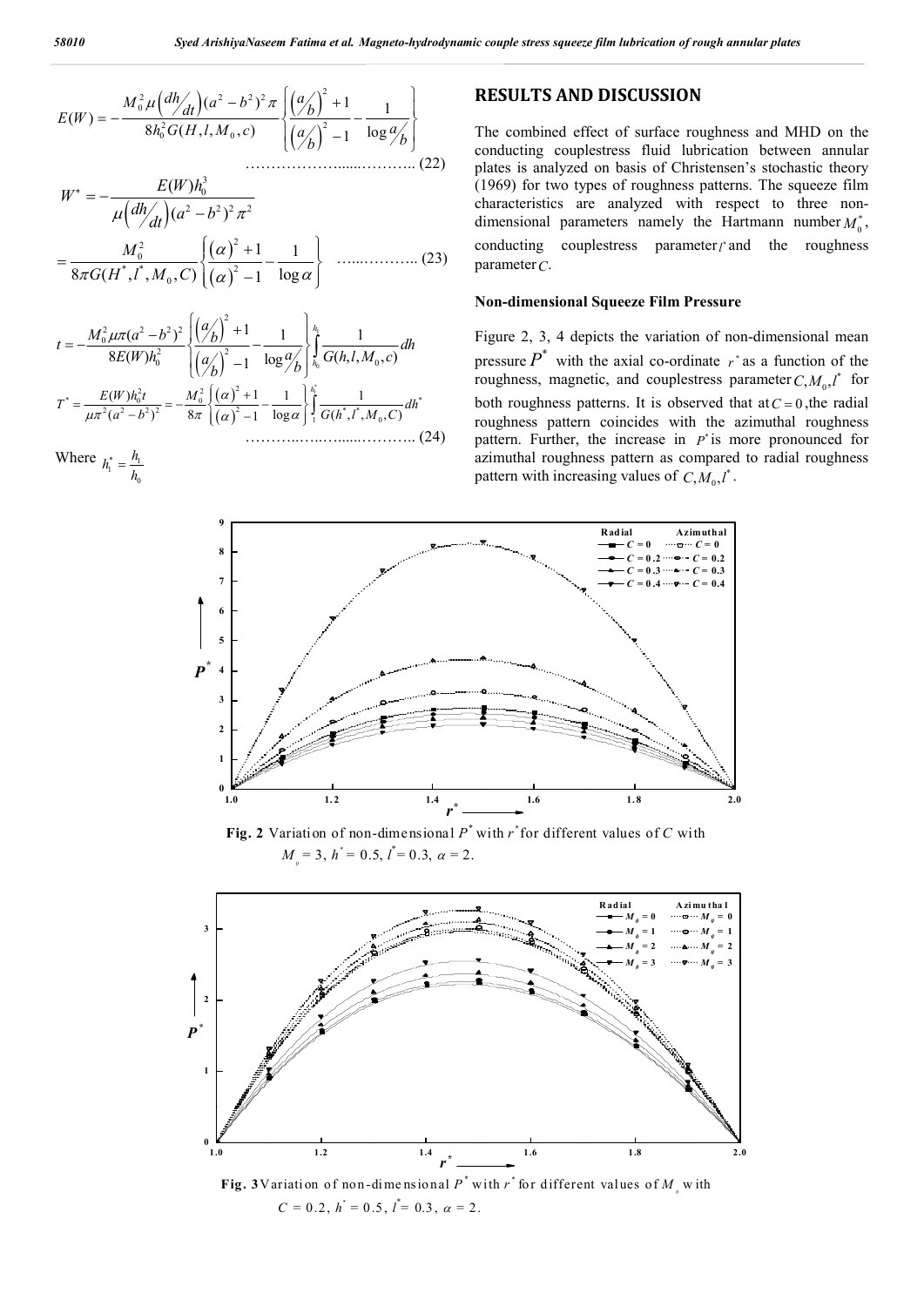$$E(W) = -\frac{M_0^2 \mu \left( \frac{dh}{dt} \right) (a^2 - b^2)^2 \pi}{8 h_0^2 G(H, l, M_0, c)} \left\{ \frac{\left( \frac{a}{b} \right)^2 + 1}{\left( \frac{a}{b} \right)^2 - 1} - \frac{1}{\log \frac{a}{b}} \right\} \quad \ldots\ldots (22)$$

$$W^* = -\frac{E(W) h_0^3}{\mu \left( \frac{dh}{dt} \right) (a^2 - b^2)^2 \pi^2}$$

$$= \frac{M_0^2}{8 \pi G(H^*, l^*, M_0, C)} \left\{ \frac{(\alpha)^2 + 1}{(\alpha)^2 - 1} - \frac{1}{\log \alpha} \right\} \quad \ldots\ldots (23)$$

$$t = -\frac{M_0^2 \mu \pi (a^2 - b^2)^2}{8 E(W) h_0^2} \left\{ \frac{\left( \frac{a}{b} \right)^2 + 1}{\left( \frac{a}{b} \right)^2 - 1} - \frac{1}{\log \frac{a}{b}} \right\} \int_{h_0}^{h_1} \frac{1}{G(h, l, M_0, c)} dh$$

$$T^* = \frac{E(W) h_0^2 t}{\mu \pi^2 (a^2 - b^2)^2} = -\frac{M_0^2}{8 \pi} \left\{ \frac{(\alpha)^2 + 1}{(\alpha)^2 - 1} - \frac{1}{\log \alpha} \right\} \int_1^{h_1^*} \frac{1}{G(h^*, l^*, M_0, C)} dh^* \quad \ldots\ldots (24)$$

Where $h_1^* = \frac{h_1}{h_0}$

## RESULTS AND DISCUSSION

The combined effect of surface roughness and MHD on the conducting couplestress fluid lubrication between annular plates is analyzed on basis of Christensen's stochastic theory (1969) for two types of roughness patterns. The squeeze film characteristics are analyzed with respect to three non-dimensional parameters namely the Hartmann number $M_0^*$, conducting couplestress parameter $l^*$ and the roughness parameter $C$.

### Non-dimensional Squeeze Film Pressure

Figure 2, 3, 4 depicts the variation of non-dimensional mean pressure $P^*$ with the axial co-ordinate $r^*$ as a function of the roughness, magnetic, and couplestress parameter $C, M_0, l^*$ for both roughness patterns. It is observed that at $C = 0$, the radial roughness pattern coincides with the azimuthal roughness pattern. Further, the increase in $P^*$ is more pronounced for azimuthal roughness pattern as compared to radial roughness pattern with increasing values of $C, M_0, l^*$.

**Fig. 2** Variation of non-dimensional $P^*$ with $r^*$ for different values of $C$ with $M_0 = 3$, $h^* = 0.5$, $l^* = 0.3$, $\alpha = 2$.

**Fig. 3** Variation of non-dimensional $P^*$ with $r^*$ for different values of $M_0$ with $C = 0.2$, $h^* = 0.5$, $l^* = 0.3$, $\alpha = 2$.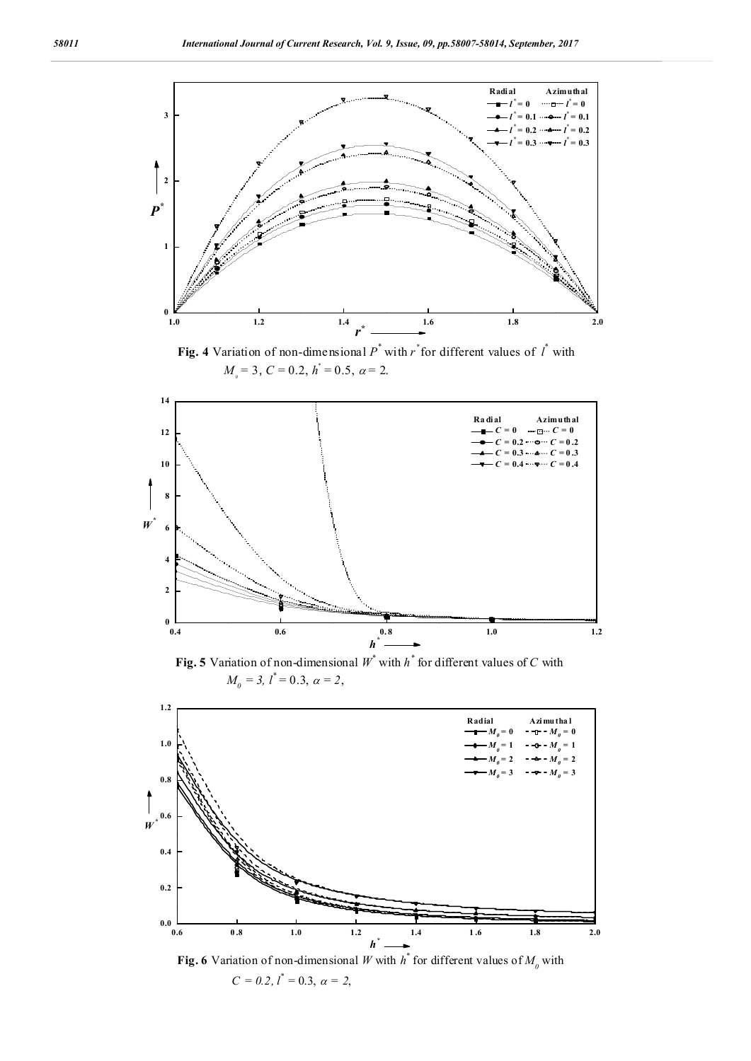**Fig. 4** Variation of non-dimensional $P^*$ with $r^*$ for different values of $l^*$ with $M_0 = 3$, $C = 0.2$, $h^* = 0.5$, $\alpha = 2$.

**Fig. 5** Variation of non-dimensional $W^*$ with $h^*$ for different values of $C$ with $M_0 = 3$, $l^* = 0.3$, $\alpha = 2$,

**Fig. 6** Variation of non-dimensional $W$ with $h^*$ for different values of $M_0$ with $C = 0.2$, $l^* = 0.3$, $\alpha = 2$,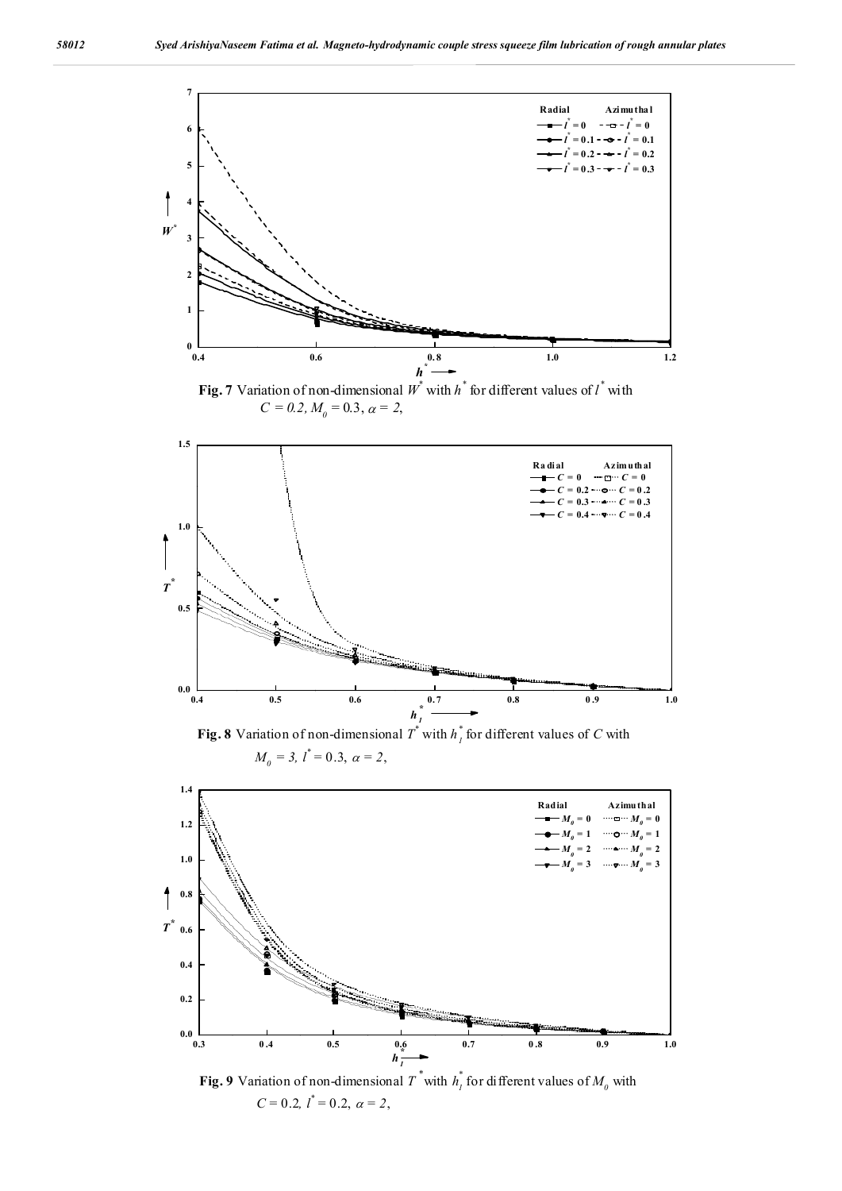**Fig. 7** Variation of non-dimensional $W^*$ with $h^*$ for different values of $l^*$ with $C = 0.2, M_0 = 0.3, \alpha = 2,$

**Fig. 8** Variation of non-dimensional $T^*$ with $h_1^*$ for different values of $C$ with $M_0 = 3, l^* = 0.3, \alpha = 2,$

**Fig. 9** Variation of non-dimensional $T^*$ with $h_1^*$ for different values of $M_0$ with $C = 0.2, l^* = 0.2, \alpha = 2,$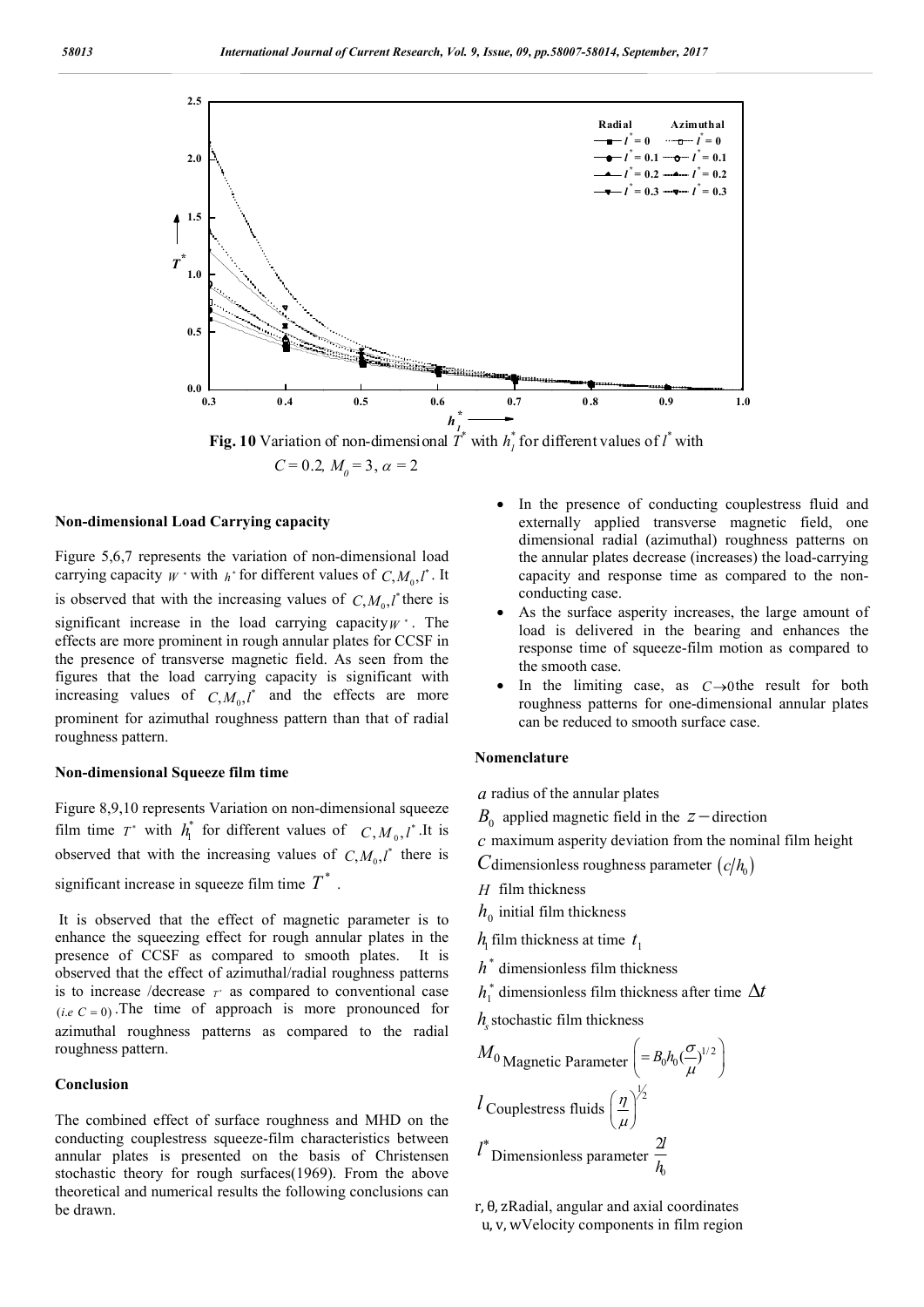**Fig. 10** Variation of non-dimensional $T^*$ with $h_1^*$ for different values of $l^*$ with $C = 0.2,\ M_0 = 3,\ \alpha = 2$

### Non-dimensional Load Carrying capacity

Figure 5,6,7 represents the variation of non-dimensional load carrying capacity $W^*$ with $h^*$ for different values of $C, M_0, l^*$. It is observed that with the increasing values of $C, M_0, l^*$ there is significant increase in the load carrying capacity $W^*$. The effects are more prominent in rough annular plates for CCSF in the presence of transverse magnetic field. As seen from the figures that the load carrying capacity is significant with increasing values of $C, M_0, l^*$ and the effects are more prominent for azimuthal roughness pattern than that of radial roughness pattern.

### Non-dimensional Squeeze film time

Figure 8,9,10 represents Variation on non-dimensional squeeze film time $T^*$ with $h_1^*$ for different values of $C, M_0, l^*$. It is observed that with the increasing values of $C, M_0, l^*$ there is significant increase in squeeze film time $T^*$.

It is observed that the effect of magnetic parameter is to enhance the squeezing effect for rough annular plates in the presence of CCSF as compared to smooth plates. It is observed that the effect of azimuthal/radial roughness patterns is to increase /decrease $T^*$ as compared to conventional case $(i.e\ C = 0)$. The time of approach is more pronounced for azimuthal roughness patterns as compared to the radial roughness pattern.

### Conclusion

The combined effect of surface roughness and MHD on the conducting couplestress squeeze-film characteristics between annular plates is presented on the basis of Christensen stochastic theory for rough surfaces(1969). From the above theoretical and numerical results the following conclusions can be drawn.

- In the presence of conducting couplestress fluid and externally applied transverse magnetic field, one dimensional radial (azimuthal) roughness patterns on the annular plates decrease (increases) the load-carrying capacity and response time as compared to the non-conducting case.
- As the surface asperity increases, the large amount of load is delivered in the bearing and enhances the response time of squeeze-film motion as compared to the smooth case.
- In the limiting case, as $C \to 0$ the result for both roughness patterns for one-dimensional annular plates can be reduced to smooth surface case.

### Nomenclature

$a$ radius of the annular plates

$B_0$ applied magnetic field in the $z-$direction

$c$ maximum asperity deviation from the nominal film height

$C$ dimensionless roughness parameter $(c/h_0)$

$H$ film thickness

$h_0$ initial film thickness

$h_1$ film thickness at time $t_1$

$h^*$ dimensionless film thickness

$h_1^*$ dimensionless film thickness after time $\Delta t$

$h_s$ stochastic film thickness

$M_0$ Magnetic Parameter $\left( = B_0 h_0 (\frac{\sigma}{\mu})^{1/2} \right)$

$l$ Couplestress fluids $\left( \frac{\eta}{\mu} \right)^{1/2}$

$l^*$ Dimensionless parameter $\frac{2l}{h_0}$

r, θ, z Radial, angular and axial coordinates

u, v, w Velocity components in film region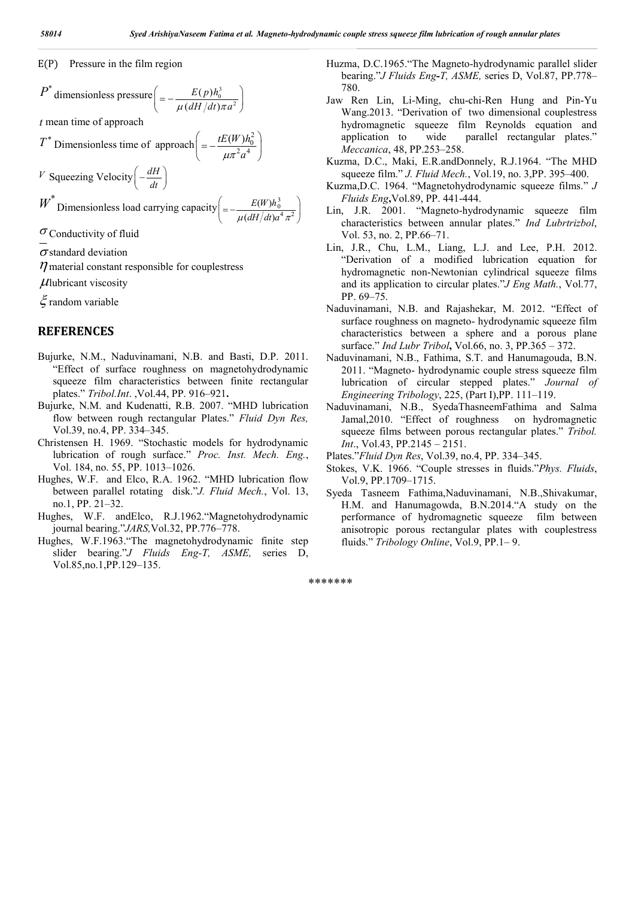E(P) Pressure in the film region

$P^*$ dimensionless pressure $\left( = -\frac{E(p)h_0^3}{\mu(dH/dt)\pi a^2} \right)$

$t$ mean time of approach

$T^*$ Dimensionless time of approach $\left( = -\frac{tE(W)h_0^2}{\mu\pi^2 a^4} \right)$

$V$ Squeezing Velocity $\left( -\frac{dH}{dt} \right)$

$W^*$ Dimensionless load carrying capacity $\left( = -\frac{E(W)h_0^3}{\mu(dH/dt)a^4\pi^2} \right)$

$\sigma$ Conductivity of fluid

$\bar{\sigma}$ standard deviation

$\eta$ material constant responsible for couplestress

$\mu$ lubricant viscosity

$\xi$ random variable

## REFERENCES

Bujurke, N.M., Naduvinamani, N.B. and Basti, D.P. 2011. "Effect of surface roughness on magnetohydrodynamic squeeze film characteristics between finite rectangular plates." *Tribol.Int*. ,Vol.44, PP. 916–921**.**

Bujurke, N.M. and Kudenatti, R.B. 2007. "MHD lubrication flow between rough rectangular Plates." *Fluid Dyn Res,* Vol.39, no.4, PP. 334–345.

Christensen H. 1969. "Stochastic models for hydrodynamic lubrication of rough surface." *Proc. Inst. Mech. Eng.*, Vol. 184, no. 55, PP. 1013–1026.

Hughes, W.F. and Elco, R.A. 1962. "MHD lubrication flow between parallel rotating disk."*J. Fluid Mech.*, Vol. 13, no.1, PP. 21–32.

Hughes, W.F. andElco, R.J.1962."Magnetohydrodynamic journal bearing."*JARS,*Vol.32, PP.776–778.

Hughes, W.F.1963."The magnetohydrodynamic finite step slider bearing."*J Fluids Eng-T, ASME,* series D, Vol.85,no.1,PP.129–135.

Huzma, D.C.1965."The Magneto-hydrodynamic parallel slider bearing."*J Fluids Eng-T, ASME,* series D, Vol.87, PP.778–780.

Jaw Ren Lin, Li-Ming, chu-chi-Ren Hung and Pin-Yu Wang.2013. "Derivation of two dimensional couplestress hydromagnetic squeeze film Reynolds equation and application to wide parallel rectangular plates." *Meccanica*, 48, PP.253–258.

Kuzma, D.C., Maki, E.R.andDonnely, R.J.1964. "The MHD squeeze film." *J. Fluid Mech.*, Vol.19, no. 3,PP. 395–400.

Kuzma,D.C. 1964. "Magnetohydrodynamic squeeze films." *J Fluids Eng***,**Vol.89, PP. 441-444.

Lin, J.R. 2001. "Magneto-hydrodynamic squeeze film characteristics between annular plates." *Ind Lubrtrizbol*, Vol. 53, no. 2, PP.66–71.

Lin, J.R., Chu, L.M., Liang, L.J. and Lee, P.H. 2012. "Derivation of a modified lubrication equation for hydromagnetic non-Newtonian cylindrical squeeze films and its application to circular plates."*J Eng Math.*, Vol.77, PP. 69–75.

Naduvinamani, N.B. and Rajashekar, M. 2012. "Effect of surface roughness on magneto- hydrodynamic squeeze film characteristics between a sphere and a porous plane surface." *Ind Lubr Tribol***,** Vol.66, no. 3, PP.365 – 372.

Naduvinamani, N.B., Fathima, S.T. and Hanumagouda, B.N. 2011. "Magneto- hydrodynamic couple stress squeeze film lubrication of circular stepped plates." *Journal of Engineering Tribology*, 225, (Part I),PP. 111–119.

Naduvinamani, N.B., SyedaThasneemFathima and Salma Jamal,2010. "Effect of roughness on hydromagnetic squeeze films between porous rectangular plates." *Tribol. Int*., Vol.43, PP.2145 – 2151.

Plates."*Fluid Dyn Res*, Vol.39, no.4, PP. 334–345.

Stokes, V.K. 1966. "Couple stresses in fluids."*Phys. Fluids*, Vol.9, PP.1709–1715.

Syeda Tasneem Fathima,Naduvinamani, N.B.,Shivakumar, H.M. and Hanumagowda, B.N.2014."A study on the performance of hydromagnetic squeeze film between anisotropic porous rectangular plates with couplestress fluids." *Tribology Online*, Vol.9, PP.1– 9.

\*\*\*\*\*\*\*